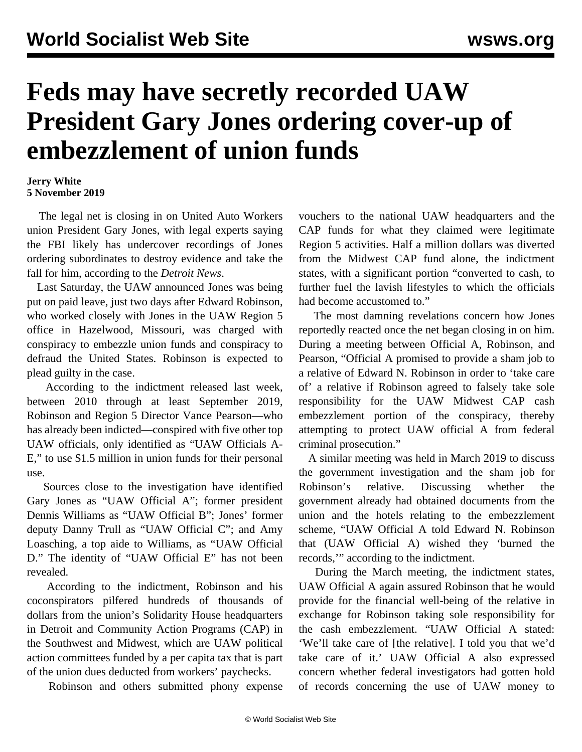# Feds may have secretly recorded UAW President Gary Jones ordering cover-up of embezzlement of union funds

**Jerry White**
**5 November 2019**

The legal net is closing in on United Auto Workers union President Gary Jones, with legal experts saying the FBI likely has undercover recordings of Jones ordering subordinates to destroy evidence and take the fall for him, according to the *Detroit News*.

Last Saturday, the UAW announced Jones was being put on paid leave, just two days after Edward Robinson, who worked closely with Jones in the UAW Region 5 office in Hazelwood, Missouri, was charged with conspiracy to embezzle union funds and conspiracy to defraud the United States. Robinson is expected to plead guilty in the case.

According to the indictment released last week, between 2010 through at least September 2019, Robinson and Region 5 Director Vance Pearson—who has already been indicted—conspired with five other top UAW officials, only identified as "UAW Officials A-E," to use $1.5 million in union funds for their personal use.

Sources close to the investigation have identified Gary Jones as "UAW Official A"; former president Dennis Williams as "UAW Official B"; Jones' former deputy Danny Trull as "UAW Official C"; and Amy Loasching, a top aide to Williams, as "UAW Official D." The identity of "UAW Official E" has not been revealed.

According to the indictment, Robinson and his coconspirators pilfered hundreds of thousands of dollars from the union's Solidarity House headquarters in Detroit and Community Action Programs (CAP) in the Southwest and Midwest, which are UAW political action committees funded by a per capita tax that is part of the union dues deducted from workers' paychecks.

Robinson and others submitted phony expense vouchers to the national UAW headquarters and the CAP funds for what they claimed were legitimate Region 5 activities. Half a million dollars was diverted from the Midwest CAP fund alone, the indictment states, with a significant portion "converted to cash, to further fuel the lavish lifestyles to which the officials had become accustomed to."

The most damning revelations concern how Jones reportedly reacted once the net began closing in on him. During a meeting between Official A, Robinson, and Pearson, "Official A promised to provide a sham job to a relative of Edward N. Robinson in order to 'take care of' a relative if Robinson agreed to falsely take sole responsibility for the UAW Midwest CAP cash embezzlement portion of the conspiracy, thereby attempting to protect UAW official A from federal criminal prosecution."

A similar meeting was held in March 2019 to discuss the government investigation and the sham job for Robinson's relative. Discussing whether the government already had obtained documents from the union and the hotels relating to the embezzlement scheme, "UAW Official A told Edward N. Robinson that (UAW Official A) wished they 'burned the records,'" according to the indictment.

During the March meeting, the indictment states, UAW Official A again assured Robinson that he would provide for the financial well-being of the relative in exchange for Robinson taking sole responsibility for the cash embezzlement. "UAW Official A stated: 'We'll take care of [the relative]. I told you that we'd take care of it.' UAW Official A also expressed concern whether federal investigators had gotten hold of records concerning the use of UAW money to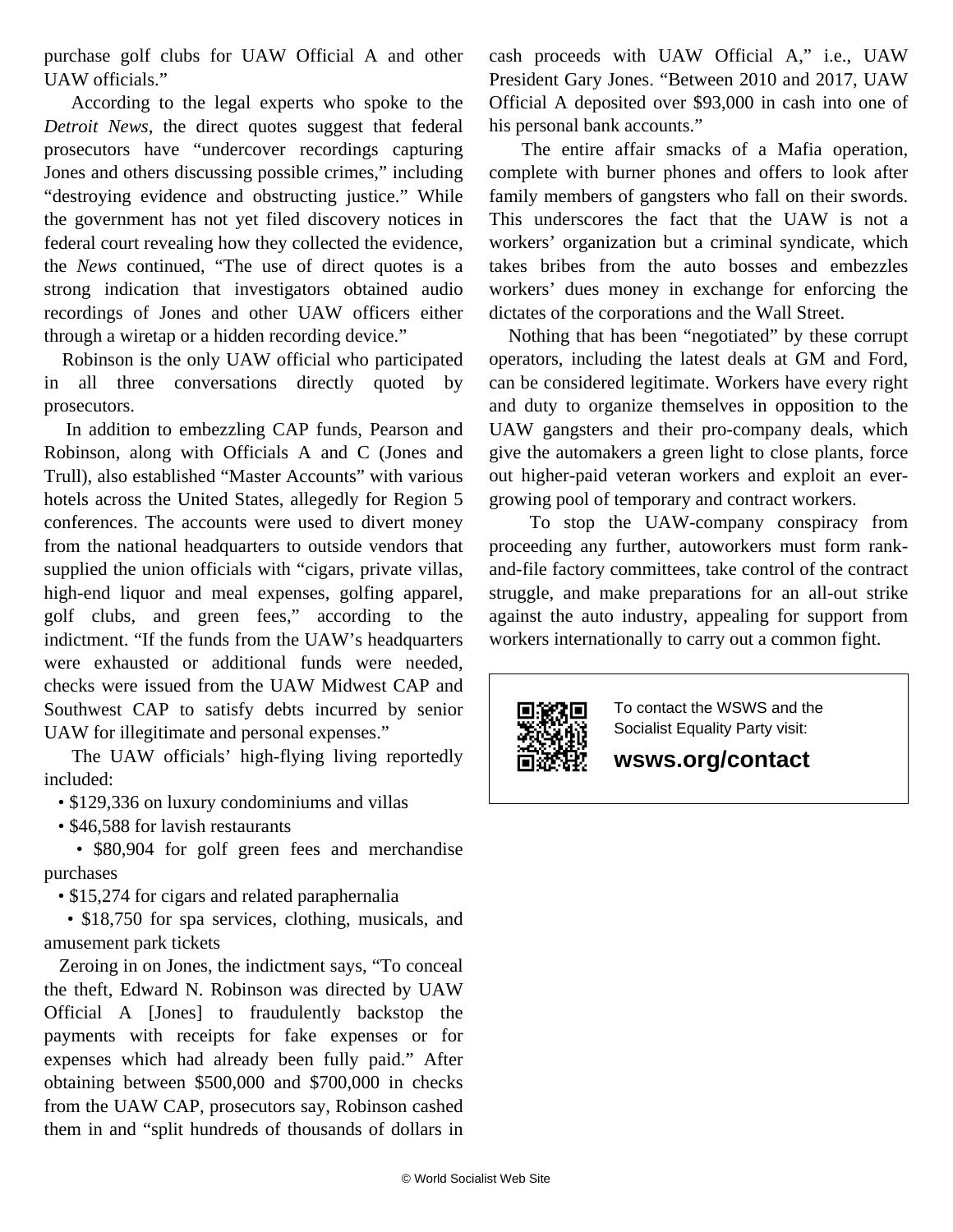purchase golf clubs for UAW Official A and other UAW officials."

According to the legal experts who spoke to the *Detroit News*, the direct quotes suggest that federal prosecutors have "undercover recordings capturing Jones and others discussing possible crimes," including "destroying evidence and obstructing justice." While the government has not yet filed discovery notices in federal court revealing how they collected the evidence, the *News* continued, "The use of direct quotes is a strong indication that investigators obtained audio recordings of Jones and other UAW officers either through a wiretap or a hidden recording device."

Robinson is the only UAW official who participated in all three conversations directly quoted by prosecutors.

In addition to embezzling CAP funds, Pearson and Robinson, along with Officials A and C (Jones and Trull), also established "Master Accounts" with various hotels across the United States, allegedly for Region 5 conferences. The accounts were used to divert money from the national headquarters to outside vendors that supplied the union officials with "cigars, private villas, high-end liquor and meal expenses, golfing apparel, golf clubs, and green fees," according to the indictment. "If the funds from the UAW's headquarters were exhausted or additional funds were needed, checks were issued from the UAW Midwest CAP and Southwest CAP to satisfy debts incurred by senior UAW for illegitimate and personal expenses."

The UAW officials' high-flying living reportedly included:

- $129,336 on luxury condominiums and villas
- $46,588 for lavish restaurants
- $80,904 for golf green fees and merchandise purchases
- $15,274 for cigars and related paraphernalia
- $18,750 for spa services, clothing, musicals, and amusement park tickets

Zeroing in on Jones, the indictment says, "To conceal the theft, Edward N. Robinson was directed by UAW Official A [Jones] to fraudulently backstop the payments with receipts for fake expenses or for expenses which had already been fully paid." After obtaining between $500,000 and $700,000 in checks from the UAW CAP, prosecutors say, Robinson cashed them in and "split hundreds of thousands of dollars in cash proceeds with UAW Official A," i.e., UAW President Gary Jones. "Between 2010 and 2017, UAW Official A deposited over $93,000 in cash into one of his personal bank accounts."

The entire affair smacks of a Mafia operation, complete with burner phones and offers to look after family members of gangsters who fall on their swords. This underscores the fact that the UAW is not a workers' organization but a criminal syndicate, which takes bribes from the auto bosses and embezzles workers' dues money in exchange for enforcing the dictates of the corporations and the Wall Street.

Nothing that has been "negotiated" by these corrupt operators, including the latest deals at GM and Ford, can be considered legitimate. Workers have every right and duty to organize themselves in opposition to the UAW gangsters and their pro-company deals, which give the automakers a green light to close plants, force out higher-paid veteran workers and exploit an ever-growing pool of temporary and contract workers.

To stop the UAW-company conspiracy from proceeding any further, autoworkers must form rank-and-file factory committees, take control of the contract struggle, and make preparations for an all-out strike against the auto industry, appealing for support from workers internationally to carry out a common fight.

To contact the WSWS and the Socialist Equality Party visit:

**wsws.org/contact**